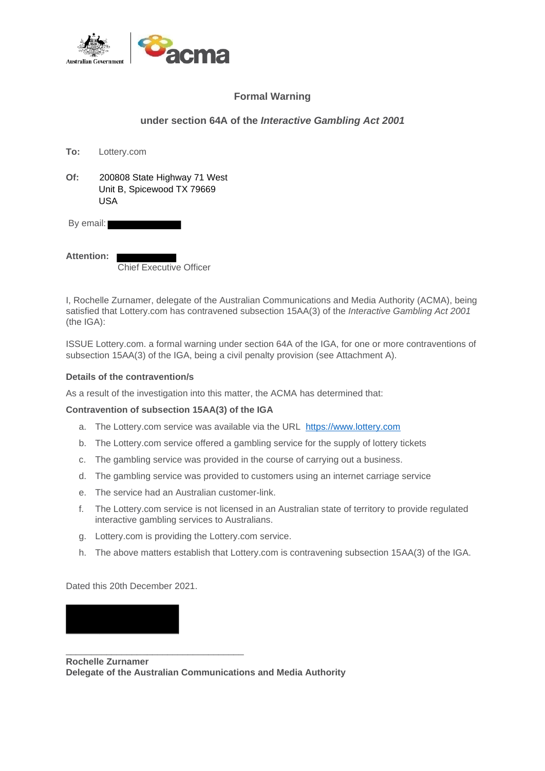## Formal Warning

### under section 64A of the *Interactive Gambling Act 2001*

**To:** Lottery.com

**Of:** 200808 State Highway 71 West
Unit B, Spicewood TX 79669
USA

By email:

**Attention:**
Chief Executive Officer

I, Rochelle Zurnamer, delegate of the Australian Communications and Media Authority (ACMA), being satisfied that Lottery.com has contravened subsection 15AA(3) of the *Interactive Gambling Act 2001* (the IGA):

ISSUE Lottery.com. a formal warning under section 64A of the IGA, for one or more contraventions of subsection 15AA(3) of the IGA, being a civil penalty provision (see Attachment A).

**Details of the contravention/s**

As a result of the investigation into this matter, the ACMA has determined that:

**Contravention of subsection 15AA(3) of the IGA**

a. The Lottery.com service was available via the URL https://www.lottery.com
b. The Lottery.com service offered a gambling service for the supply of lottery tickets
c. The gambling service was provided in the course of carrying out a business.
d. The gambling service was provided to customers using an internet carriage service
e. The service had an Australian customer-link.
f. The Lottery.com service is not licensed in an Australian state of territory to provide regulated interactive gambling services to Australians.
g. Lottery.com is providing the Lottery.com service.
h. The above matters establish that Lottery.com is contravening subsection 15AA(3) of the IGA.

Dated this 20th December 2021.

\_\_\_\_\_\_\_\_\_\_\_\_\_\_\_\_\_\_\_\_\_\_\_\_\_\_\_\_\_\_\_\_\_\_\_\_

**Rochelle Zurnamer**
**Delegate of the Australian Communications and Media Authority**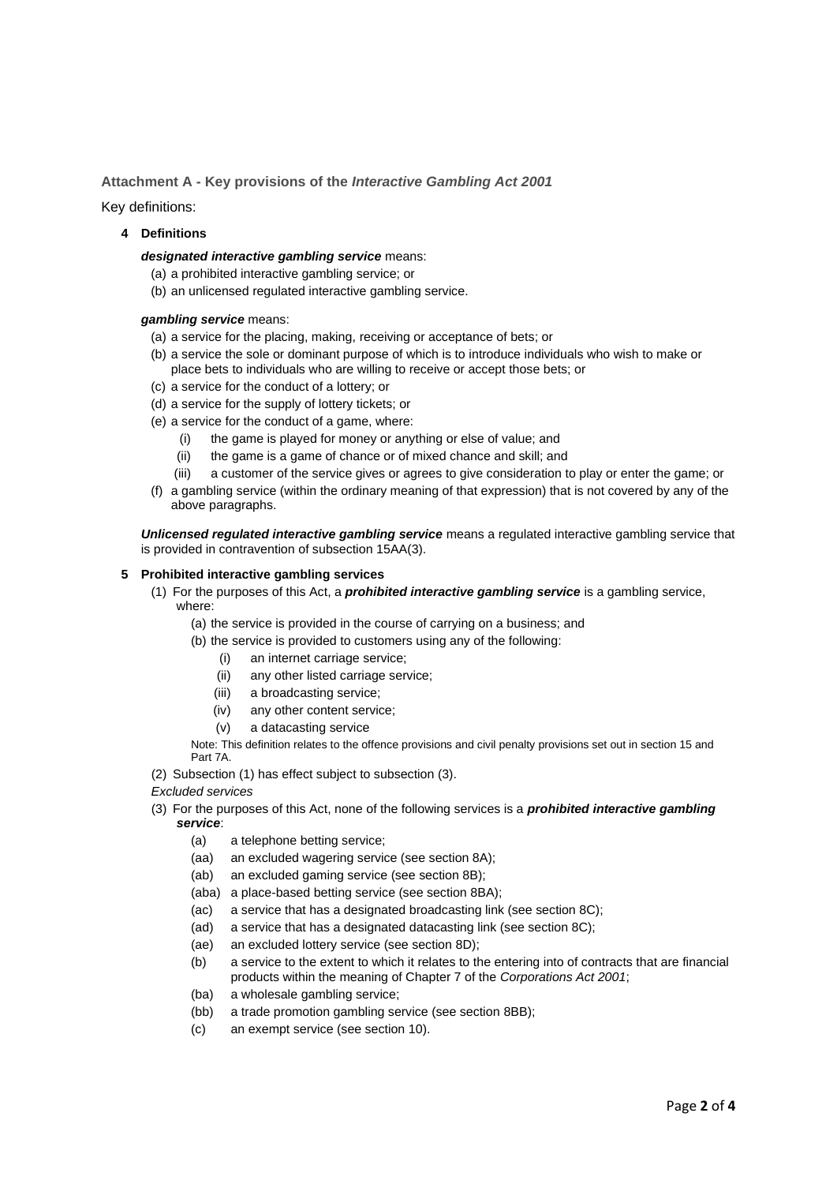### Attachment A - Key provisions of the *Interactive Gambling Act 2001*

Key definitions:

**4 Definitions**

***designated interactive gambling service*** means:

(a) a prohibited interactive gambling service; or
(b) an unlicensed regulated interactive gambling service.

***gambling service*** means:

(a) a service for the placing, making, receiving or acceptance of bets; or
(b) a service the sole or dominant purpose of which is to introduce individuals who wish to make or place bets to individuals who are willing to receive or accept those bets; or
(c) a service for the conduct of a lottery; or
(d) a service for the supply of lottery tickets; or
(e) a service for the conduct of a game, where:
  (i) the game is played for money or anything or else of value; and
  (ii) the game is a game of chance or of mixed chance and skill; and
  (iii) a customer of the service gives or agrees to give consideration to play or enter the game; or
(f) a gambling service (within the ordinary meaning of that expression) that is not covered by any of the above paragraphs.

***Unlicensed regulated interactive gambling service*** means a regulated interactive gambling service that is provided in contravention of subsection 15AA(3).

**5 Prohibited interactive gambling services**

(1) For the purposes of this Act, a ***prohibited interactive gambling service*** is a gambling service, where:
  (a) the service is provided in the course of carrying on a business; and
  (b) the service is provided to customers using any of the following:
    (i) an internet carriage service;
    (ii) any other listed carriage service;
    (iii) a broadcasting service;
    (iv) any other content service;
    (v) a datacasting service

Note: This definition relates to the offence provisions and civil penalty provisions set out in section 15 and Part 7A.

(2) Subsection (1) has effect subject to subsection (3).

*Excluded services*

(3) For the purposes of this Act, none of the following services is a ***prohibited interactive gambling service***:
  (a) a telephone betting service;
  (aa) an excluded wagering service (see section 8A);
  (ab) an excluded gaming service (see section 8B);
  (aba) a place-based betting service (see section 8BA);
  (ac) a service that has a designated broadcasting link (see section 8C);
  (ad) a service that has a designated datacasting link (see section 8C);
  (ae) an excluded lottery service (see section 8D);
  (b) a service to the extent to which it relates to the entering into of contracts that are financial products within the meaning of Chapter 7 of the *Corporations Act 2001*;
  (ba) a wholesale gambling service;
  (bb) a trade promotion gambling service (see section 8BB);
  (c) an exempt service (see section 10).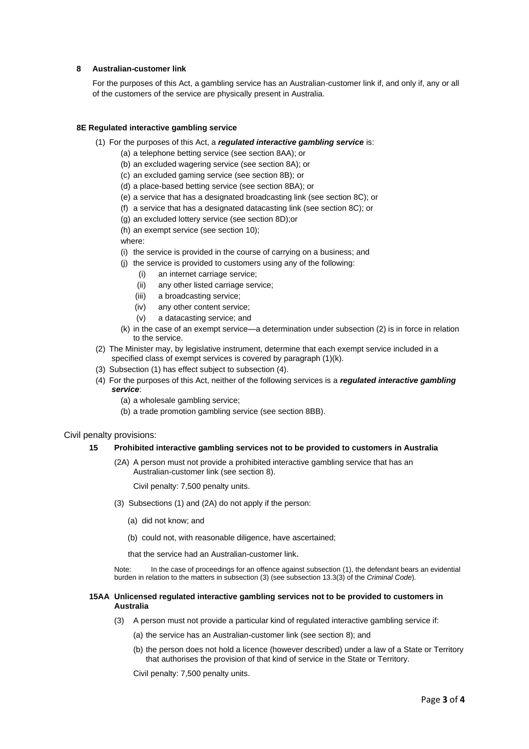**8 Australian-customer link**

For the purposes of this Act, a gambling service has an Australian-customer link if, and only if, any or all of the customers of the service are physically present in Australia.

**8E Regulated interactive gambling service**

(1) For the purposes of this Act, a ***regulated interactive gambling service*** is:

(a) a telephone betting service (see section 8AA); or

(b) an excluded wagering service (see section 8A); or

(c) an excluded gaming service (see section 8B); or

(d) a place-based betting service (see section 8BA); or

(e) a service that has a designated broadcasting link (see section 8C); or

(f) a service that has a designated datacasting link (see section 8C); or

(g) an excluded lottery service (see section 8D);or

(h) an exempt service (see section 10);

where:

(i) the service is provided in the course of carrying on a business; and

(j) the service is provided to customers using any of the following:

(i) an internet carriage service;

(ii) any other listed carriage service;

(iii) a broadcasting service;

(iv) any other content service;

(v) a datacasting service; and

(k) in the case of an exempt service—a determination under subsection (2) is in force in relation to the service.

(2) The Minister may, by legislative instrument, determine that each exempt service included in a specified class of exempt services is covered by paragraph (1)(k).

(3) Subsection (1) has effect subject to subsection (4).

(4) For the purposes of this Act, neither of the following services is a ***regulated interactive gambling service***:

(a) a wholesale gambling service;

(b) a trade promotion gambling service (see section 8BB).

Civil penalty provisions:

**15 Prohibited interactive gambling services not to be provided to customers in Australia**

(2A) A person must not provide a prohibited interactive gambling service that has an Australian-customer link (see section 8).

Civil penalty: 7,500 penalty units.

(3) Subsections (1) and (2A) do not apply if the person:

(a) did not know; and

(b) could not, with reasonable diligence, have ascertained;

that the service had an Australian-customer link.

Note: In the case of proceedings for an offence against subsection (1), the defendant bears an evidential burden in relation to the matters in subsection (3) (see subsection 13.3(3) of the *Criminal Code*).

**15AA Unlicensed regulated interactive gambling services not to be provided to customers in Australia**

(3) A person must not provide a particular kind of regulated interactive gambling service if:

(a) the service has an Australian-customer link (see section 8); and

(b) the person does not hold a licence (however described) under a law of a State or Territory that authorises the provision of that kind of service in the State or Territory.

Civil penalty: 7,500 penalty units.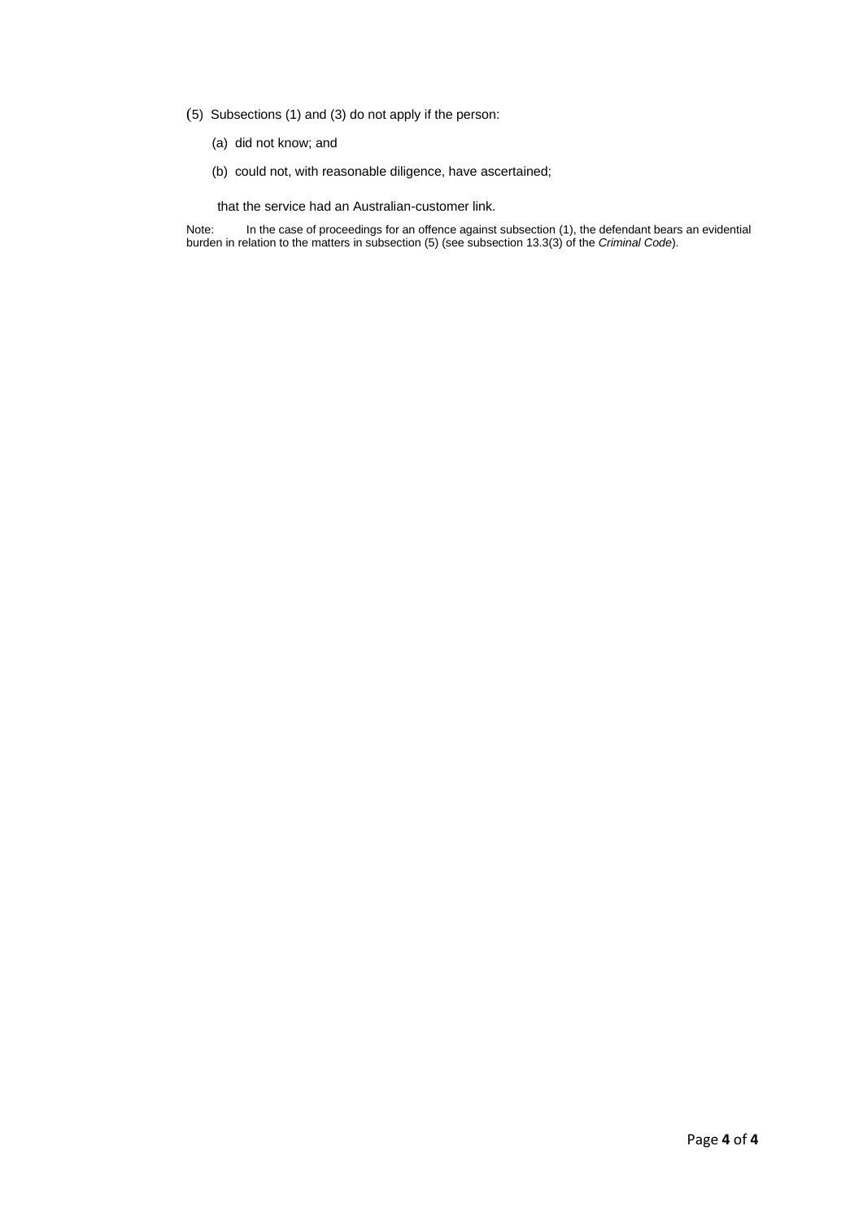(5) Subsections (1) and (3) do not apply if the person:

(a) did not know; and

(b) could not, with reasonable diligence, have ascertained;

that the service had an Australian-customer link.

Note: In the case of proceedings for an offence against subsection (1), the defendant bears an evidential burden in relation to the matters in subsection (5) (see subsection 13.3(3) of the *Criminal Code*).